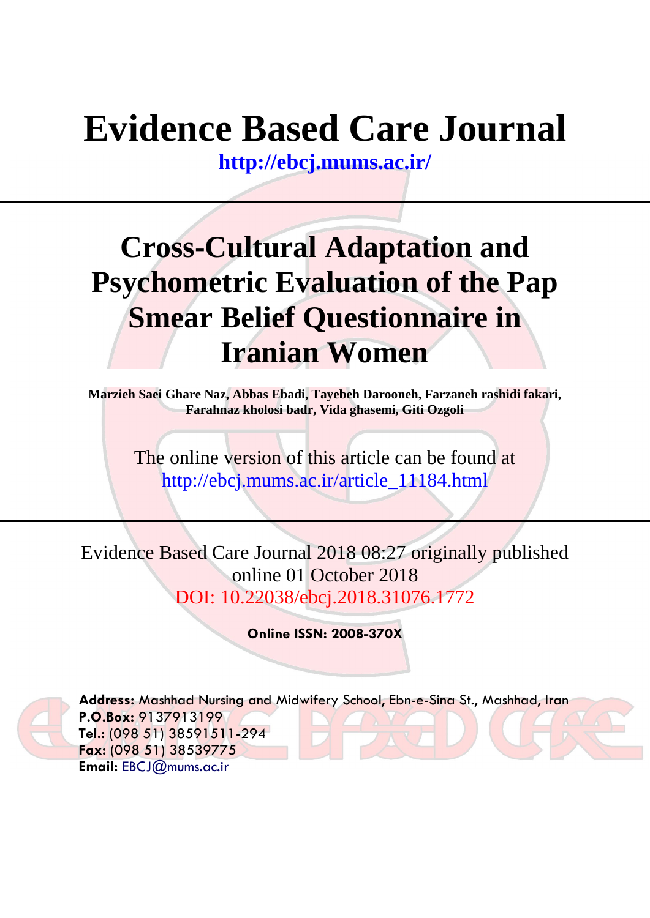# Evidence Based Care Journal

**http://ebcj.mums.ac.ir/**

---

# Cross-Cultural Adaptation and Psychometric Evaluation of the Pap Smear Belief Questionnaire in Iranian Women

**Marzieh Saei Ghare Naz, Abbas Ebadi, Tayebeh Darooneh, Farzaneh rashidi fakari, Farahnaz kholosi badr, Vida ghasemi, Giti Ozgoli**

The online version of this article can be found at
http://ebcj.mums.ac.ir/article_11184.html

---

Evidence Based Care Journal 2018 08:27 originally published online 01 October 2018
DOI: 10.22038/ebcj.2018.31076.1772

**Online ISSN: 2008-370X**

**Address:** Mashhad Nursing and Midwifery School, Ebn-e-Sina St., Mashhad, Iran
**P.O.Box:** 9137913199
**Tel.:** (098 51) 38591511-294
**Fax:** (098 51) 38539775
**Email:** EBCJ@mums.ac.ir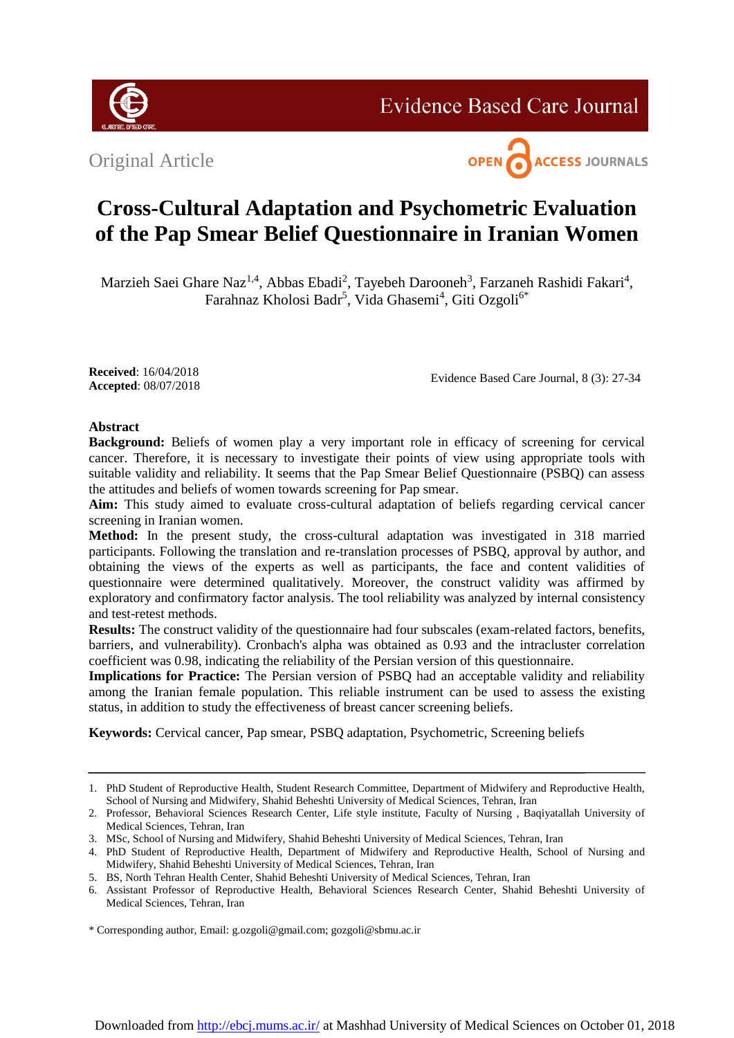Original Article

# Cross-Cultural Adaptation and Psychometric Evaluation of the Pap Smear Belief Questionnaire in Iranian Women

Marzieh Saei Ghare Naz[1,4], Abbas Ebadi[2], Tayebeh Darooneh[3], Farzaneh Rashidi Fakari[4], Farahnaz Kholosi Badr[5], Vida Ghasemi[4], Giti Ozgoli[6*]

**Received**: 16/04/2018
**Accepted**: 08/07/2018

Evidence Based Care Journal, 8 (3): 27-34

## Abstract

**Background:** Beliefs of women play a very important role in efficacy of screening for cervical cancer. Therefore, it is necessary to investigate their points of view using appropriate tools with suitable validity and reliability. It seems that the Pap Smear Belief Questionnaire (PSBQ) can assess the attitudes and beliefs of women towards screening for Pap smear.

**Aim:** This study aimed to evaluate cross-cultural adaptation of beliefs regarding cervical cancer screening in Iranian women.

**Method:** In the present study, the cross-cultural adaptation was investigated in 318 married participants. Following the translation and re-translation processes of PSBQ, approval by author, and obtaining the views of the experts as well as participants, the face and content validities of questionnaire were determined qualitatively. Moreover, the construct validity was affirmed by exploratory and confirmatory factor analysis. The tool reliability was analyzed by internal consistency and test-retest methods.

**Results:** The construct validity of the questionnaire had four subscales (exam-related factors, benefits, barriers, and vulnerability). Cronbach's alpha was obtained as 0.93 and the intracluster correlation coefficient was 0.98, indicating the reliability of the Persian version of this questionnaire.

**Implications for Practice:** The Persian version of PSBQ had an acceptable validity and reliability among the Iranian female population. This reliable instrument can be used to assess the existing status, in addition to study the effectiveness of breast cancer screening beliefs.

**Keywords:** Cervical cancer, Pap smear, PSBQ adaptation, Psychometric, Screening beliefs

---

1. PhD Student of Reproductive Health, Student Research Committee, Department of Midwifery and Reproductive Health, School of Nursing and Midwifery, Shahid Beheshti University of Medical Sciences, Tehran, Iran
2. Professor, Behavioral Sciences Research Center, Life style institute, Faculty of Nursing , Baqiyatallah University of Medical Sciences, Tehran, Iran
3. MSc, School of Nursing and Midwifery, Shahid Beheshti University of Medical Sciences, Tehran, Iran
4. PhD Student of Reproductive Health, Department of Midwifery and Reproductive Health, School of Nursing and Midwifery, Shahid Beheshti University of Medical Sciences, Tehran, Iran
5. BS, North Tehran Health Center, Shahid Beheshti University of Medical Sciences, Tehran, Iran
6. Assistant Professor of Reproductive Health, Behavioral Sciences Research Center, Shahid Beheshti University of Medical Sciences, Tehran, Iran

\* Corresponding author, Email: g.ozgoli@gmail.com; gozgoli@sbmu.ac.ir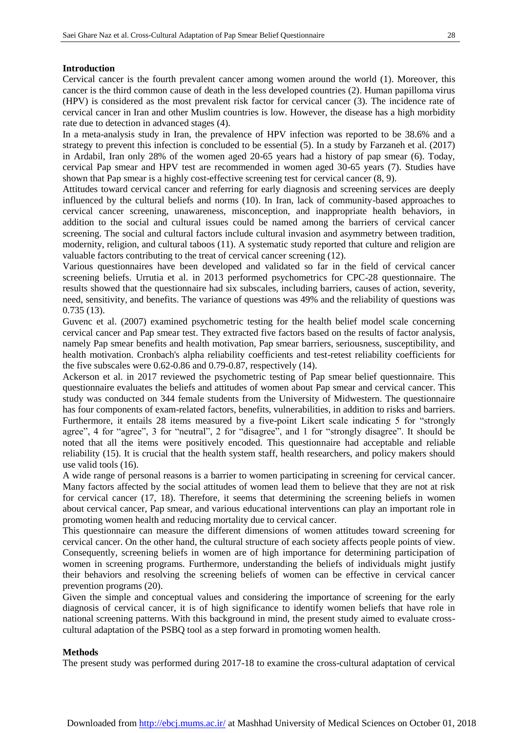## Introduction

Cervical cancer is the fourth prevalent cancer among women around the world (1). Moreover, this cancer is the third common cause of death in the less developed countries (2). Human papilloma virus (HPV) is considered as the most prevalent risk factor for cervical cancer (3). The incidence rate of cervical cancer in Iran and other Muslim countries is low. However, the disease has a high morbidity rate due to detection in advanced stages (4).

In a meta-analysis study in Iran, the prevalence of HPV infection was reported to be 38.6% and a strategy to prevent this infection is concluded to be essential (5). In a study by Farzaneh et al. (2017) in Ardabil, Iran only 28% of the women aged 20-65 years had a history of pap smear (6). Today, cervical Pap smear and HPV test are recommended in women aged 30-65 years (7). Studies have shown that Pap smear is a highly cost-effective screening test for cervical cancer (8, 9).

Attitudes toward cervical cancer and referring for early diagnosis and screening services are deeply influenced by the cultural beliefs and norms (10). In Iran, lack of community-based approaches to cervical cancer screening, unawareness, misconception, and inappropriate health behaviors, in addition to the social and cultural issues could be named among the barriers of cervical cancer screening. The social and cultural factors include cultural invasion and asymmetry between tradition, modernity, religion, and cultural taboos (11). A systematic study reported that culture and religion are valuable factors contributing to the treat of cervical cancer screening (12).

Various questionnaires have been developed and validated so far in the field of cervical cancer screening beliefs. Urrutia et al. in 2013 performed psychometrics for CPC-28 questionnaire. The results showed that the questionnaire had six subscales, including barriers, causes of action, severity, need, sensitivity, and benefits. The variance of questions was 49% and the reliability of questions was 0.735 (13).

Guvenc et al. (2007) examined psychometric testing for the health belief model scale concerning cervical cancer and Pap smear test. They extracted five factors based on the results of factor analysis, namely Pap smear benefits and health motivation, Pap smear barriers, seriousness, susceptibility, and health motivation. Cronbach's alpha reliability coefficients and test-retest reliability coefficients for the five subscales were 0.62-0.86 and 0.79-0.87, respectively (14).

Ackerson et al. in 2017 reviewed the psychometric testing of Pap smear belief questionnaire. This questionnaire evaluates the beliefs and attitudes of women about Pap smear and cervical cancer. This study was conducted on 344 female students from the University of Midwestern. The questionnaire has four components of exam-related factors, benefits, vulnerabilities, in addition to risks and barriers. Furthermore, it entails 28 items measured by a five-point Likert scale indicating 5 for "strongly agree", 4 for "agree", 3 for "neutral", 2 for "disagree", and 1 for "strongly disagree". It should be noted that all the items were positively encoded. This questionnaire had acceptable and reliable reliability (15). It is crucial that the health system staff, health researchers, and policy makers should use valid tools (16).

A wide range of personal reasons is a barrier to women participating in screening for cervical cancer. Many factors affected by the social attitudes of women lead them to believe that they are not at risk for cervical cancer (17, 18). Therefore, it seems that determining the screening beliefs in women about cervical cancer, Pap smear, and various educational interventions can play an important role in promoting women health and reducing mortality due to cervical cancer.

This questionnaire can measure the different dimensions of women attitudes toward screening for cervical cancer. On the other hand, the cultural structure of each society affects people points of view. Consequently, screening beliefs in women are of high importance for determining participation of women in screening programs. Furthermore, understanding the beliefs of individuals might justify their behaviors and resolving the screening beliefs of women can be effective in cervical cancer prevention programs (20).

Given the simple and conceptual values and considering the importance of screening for the early diagnosis of cervical cancer, it is of high significance to identify women beliefs that have role in national screening patterns. With this background in mind, the present study aimed to evaluate cross-cultural adaptation of the PSBQ tool as a step forward in promoting women health.

## Methods

The present study was performed during 2017-18 to examine the cross-cultural adaptation of cervical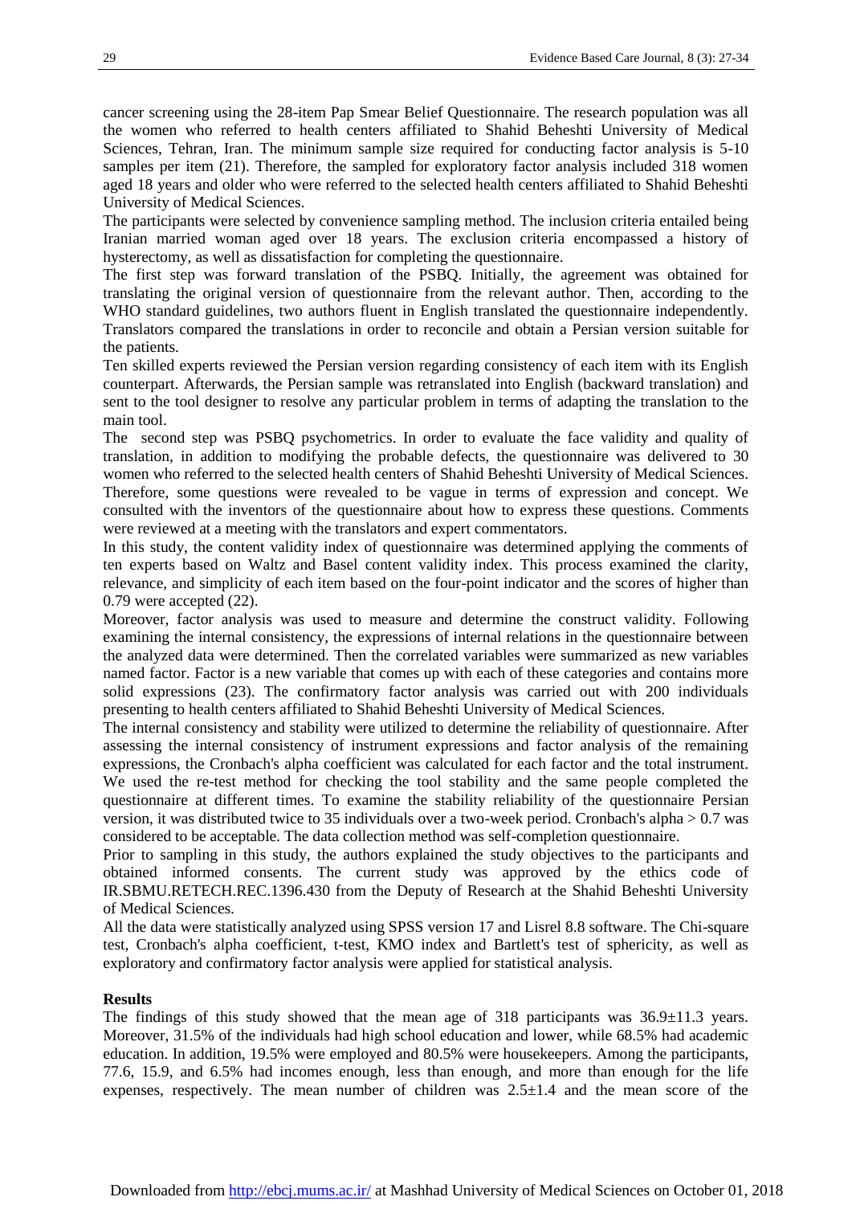cancer screening using the 28-item Pap Smear Belief Questionnaire. The research population was all the women who referred to health centers affiliated to Shahid Beheshti University of Medical Sciences, Tehran, Iran. The minimum sample size required for conducting factor analysis is 5-10 samples per item (21). Therefore, the sampled for exploratory factor analysis included 318 women aged 18 years and older who were referred to the selected health centers affiliated to Shahid Beheshti University of Medical Sciences.

The participants were selected by convenience sampling method. The inclusion criteria entailed being Iranian married woman aged over 18 years. The exclusion criteria encompassed a history of hysterectomy, as well as dissatisfaction for completing the questionnaire.

The first step was forward translation of the PSBQ. Initially, the agreement was obtained for translating the original version of questionnaire from the relevant author. Then, according to the WHO standard guidelines, two authors fluent in English translated the questionnaire independently. Translators compared the translations in order to reconcile and obtain a Persian version suitable for the patients.

Ten skilled experts reviewed the Persian version regarding consistency of each item with its English counterpart. Afterwards, the Persian sample was retranslated into English (backward translation) and sent to the tool designer to resolve any particular problem in terms of adapting the translation to the main tool.

The second step was PSBQ psychometrics. In order to evaluate the face validity and quality of translation, in addition to modifying the probable defects, the questionnaire was delivered to 30 women who referred to the selected health centers of Shahid Beheshti University of Medical Sciences. Therefore, some questions were revealed to be vague in terms of expression and concept. We consulted with the inventors of the questionnaire about how to express these questions. Comments were reviewed at a meeting with the translators and expert commentators.

In this study, the content validity index of questionnaire was determined applying the comments of ten experts based on Waltz and Basel content validity index. This process examined the clarity, relevance, and simplicity of each item based on the four-point indicator and the scores of higher than 0.79 were accepted (22).

Moreover, factor analysis was used to measure and determine the construct validity. Following examining the internal consistency, the expressions of internal relations in the questionnaire between the analyzed data were determined. Then the correlated variables were summarized as new variables named factor. Factor is a new variable that comes up with each of these categories and contains more solid expressions (23). The confirmatory factor analysis was carried out with 200 individuals presenting to health centers affiliated to Shahid Beheshti University of Medical Sciences.

The internal consistency and stability were utilized to determine the reliability of questionnaire. After assessing the internal consistency of instrument expressions and factor analysis of the remaining expressions, the Cronbach's alpha coefficient was calculated for each factor and the total instrument. We used the re-test method for checking the tool stability and the same people completed the questionnaire at different times. To examine the stability reliability of the questionnaire Persian version, it was distributed twice to 35 individuals over a two-week period. Cronbach's alpha > 0.7 was considered to be acceptable. The data collection method was self-completion questionnaire.

Prior to sampling in this study, the authors explained the study objectives to the participants and obtained informed consents. The current study was approved by the ethics code of IR.SBMU.RETECH.REC.1396.430 from the Deputy of Research at the Shahid Beheshti University of Medical Sciences.

All the data were statistically analyzed using SPSS version 17 and Lisrel 8.8 software. The Chi-square test, Cronbach's alpha coefficient, t-test, KMO index and Bartlett's test of sphericity, as well as exploratory and confirmatory factor analysis were applied for statistical analysis.

## Results

The findings of this study showed that the mean age of 318 participants was 36.9±11.3 years. Moreover, 31.5% of the individuals had high school education and lower, while 68.5% had academic education. In addition, 19.5% were employed and 80.5% were housekeepers. Among the participants, 77.6, 15.9, and 6.5% had incomes enough, less than enough, and more than enough for the life expenses, respectively. The mean number of children was 2.5±1.4 and the mean score of the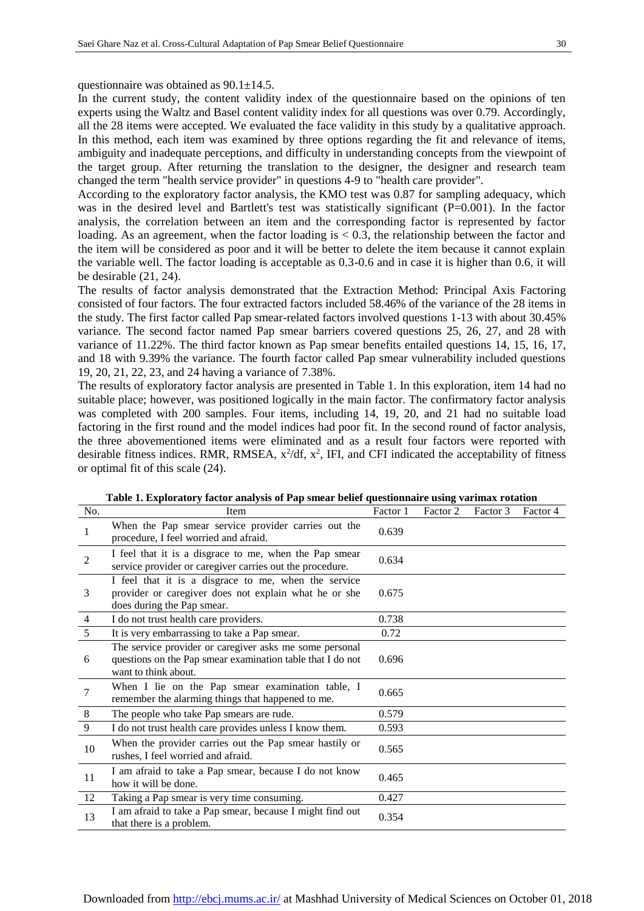questionnaire was obtained as 90.1±14.5.

In the current study, the content validity index of the questionnaire based on the opinions of ten experts using the Waltz and Basel content validity index for all questions was over 0.79. Accordingly, all the 28 items were accepted. We evaluated the face validity in this study by a qualitative approach. In this method, each item was examined by three options regarding the fit and relevance of items, ambiguity and inadequate perceptions, and difficulty in understanding concepts from the viewpoint of the target group. After returning the translation to the designer, the designer and research team changed the term "health service provider" in questions 4-9 to "health care provider".

According to the exploratory factor analysis, the KMO test was 0.87 for sampling adequacy, which was in the desired level and Bartlett's test was statistically significant (P=0.001). In the factor analysis, the correlation between an item and the corresponding factor is represented by factor loading. As an agreement, when the factor loading is < 0.3, the relationship between the factor and the item will be considered as poor and it will be better to delete the item because it cannot explain the variable well. The factor loading is acceptable as 0.3-0.6 and in case it is higher than 0.6, it will be desirable (21, 24).

The results of factor analysis demonstrated that the Extraction Method: Principal Axis Factoring consisted of four factors. The four extracted factors included 58.46% of the variance of the 28 items in the study. The first factor called Pap smear-related factors involved questions 1-13 with about 30.45% variance. The second factor named Pap smear barriers covered questions 25, 26, 27, and 28 with variance of 11.22%. The third factor known as Pap smear benefits entailed questions 14, 15, 16, 17, and 18 with 9.39% the variance. The fourth factor called Pap smear vulnerability included questions 19, 20, 21, 22, 23, and 24 having a variance of 7.38%.

The results of exploratory factor analysis are presented in Table 1. In this exploration, item 14 had no suitable place; however, was positioned logically in the main factor. The confirmatory factor analysis was completed with 200 samples. Four items, including 14, 19, 20, and 21 had no suitable load factoring in the first round and the model indices had poor fit. In the second round of factor analysis, the three abovementioned items were eliminated and as a result four factors were reported with desirable fitness indices. RMR, RMSEA, $x^2$/df, $x^2$, IFI, and CFI indicated the acceptability of fitness or optimal fit of this scale (24).

**Table 1. Exploratory factor analysis of Pap smear belief questionnaire using varimax rotation**

| No. | Item | Factor 1 | Factor 2 | Factor 3 | Factor 4 |
|---|---|---|---|---|---|
| 1 | When the Pap smear service provider carries out the procedure, I feel worried and afraid. | 0.639 | | | |
| 2 | I feel that it is a disgrace to me, when the Pap smear service provider or caregiver carries out the procedure. | 0.634 | | | |
| 3 | I feel that it is a disgrace to me, when the service provider or caregiver does not explain what he or she does during the Pap smear. | 0.675 | | | |
| 4 | I do not trust health care providers. | 0.738 | | | |
| 5 | It is very embarrassing to take a Pap smear. | 0.72 | | | |
| 6 | The service provider or caregiver asks me some personal questions on the Pap smear examination table that I do not want to think about. | 0.696 | | | |
| 7 | When I lie on the Pap smear examination table, I remember the alarming things that happened to me. | 0.665 | | | |
| 8 | The people who take Pap smears are rude. | 0.579 | | | |
| 9 | I do not trust health care provides unless I know them. | 0.593 | | | |
| 10 | When the provider carries out the Pap smear hastily or rushes, I feel worried and afraid. | 0.565 | | | |
| 11 | I am afraid to take a Pap smear, because I do not know how it will be done. | 0.465 | | | |
| 12 | Taking a Pap smear is very time consuming. | 0.427 | | | |
| 13 | I am afraid to take a Pap smear, because I might find out that there is a problem. | 0.354 | | | |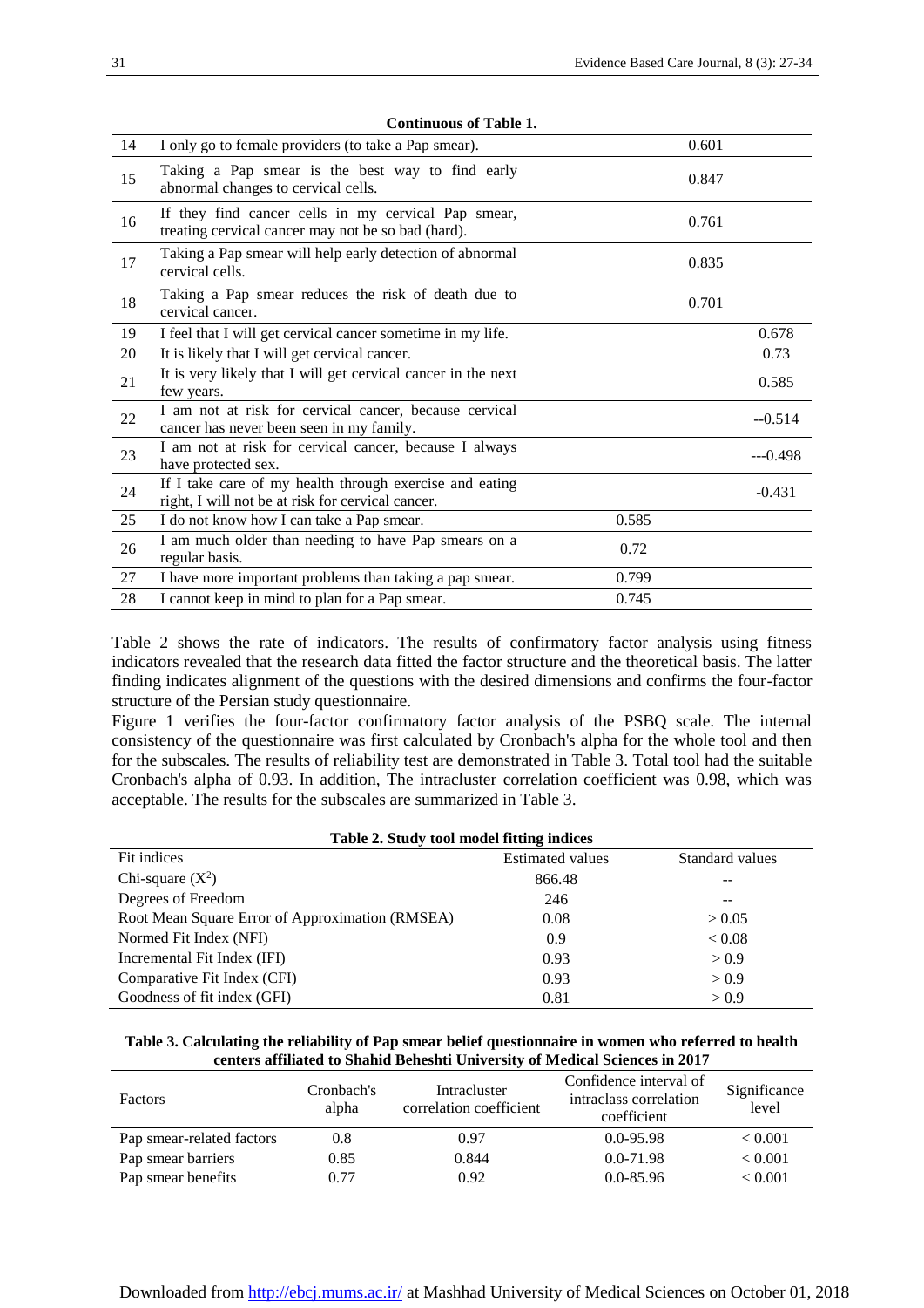**Continuous of Table 1.**

| | | | | |
|---|---|---|---|---|
| 14 | I only go to female providers (to take a Pap smear). | | 0.601 | |
| 15 | Taking a Pap smear is the best way to find early abnormal changes to cervical cells. | | 0.847 | |
| 16 | If they find cancer cells in my cervical Pap smear, treating cervical cancer may not be so bad (hard). | | 0.761 | |
| 17 | Taking a Pap smear will help early detection of abnormal cervical cells. | | 0.835 | |
| 18 | Taking a Pap smear reduces the risk of death due to cervical cancer. | | 0.701 | |
| 19 | I feel that I will get cervical cancer sometime in my life. | | | 0.678 |
| 20 | It is likely that I will get cervical cancer. | | | 0.73 |
| 21 | It is very likely that I will get cervical cancer in the next few years. | | | 0.585 |
| 22 | I am not at risk for cervical cancer, because cervical cancer has never been seen in my family. | | | --0.514 |
| 23 | I am not at risk for cervical cancer, because I always have protected sex. | | | ---0.498 |
| 24 | If I take care of my health through exercise and eating right, I will not be at risk for cervical cancer. | | | -0.431 |
| 25 | I do not know how I can take a Pap smear. | 0.585 | | |
| 26 | I am much older than needing to have Pap smears on a regular basis. | 0.72 | | |
| 27 | I have more important problems than taking a pap smear. | 0.799 | | |
| 28 | I cannot keep in mind to plan for a Pap smear. | 0.745 | | |

Table 2 shows the rate of indicators. The results of confirmatory factor analysis using fitness indicators revealed that the research data fitted the factor structure and the theoretical basis. The latter finding indicates alignment of the questions with the desired dimensions and confirms the four-factor structure of the Persian study questionnaire.

Figure 1 verifies the four-factor confirmatory factor analysis of the PSBQ scale. The internal consistency of the questionnaire was first calculated by Cronbach's alpha for the whole tool and then for the subscales. The results of reliability test are demonstrated in Table 3. Total tool had the suitable Cronbach's alpha of 0.93. In addition, The intracluster correlation coefficient was 0.98, which was acceptable. The results for the subscales are summarized in Table 3.

**Table 2. Study tool model fitting indices**

| Fit indices | Estimated values | Standard values |
|---|---|---|
| Chi-square ($X^2$) | 866.48 | -- |
| Degrees of Freedom | 246 | -- |
| Root Mean Square Error of Approximation (RMSEA) | 0.08 | > 0.05 |
| Normed Fit Index (NFI) | 0.9 | < 0.08 |
| Incremental Fit Index (IFI) | 0.93 | > 0.9 |
| Comparative Fit Index (CFI) | 0.93 | > 0.9 |
| Goodness of fit index (GFI) | 0.81 | > 0.9 |

**Table 3. Calculating the reliability of Pap smear belief questionnaire in women who referred to health centers affiliated to Shahid Beheshti University of Medical Sciences in 2017**

| Factors | Cronbach's alpha | Intracluster correlation coefficient | Confidence interval of intraclass correlation coefficient | Significance level |
|---|---|---|---|---|
| Pap smear-related factors | 0.8 | 0.97 | 0.0-95.98 | < 0.001 |
| Pap smear barriers | 0.85 | 0.844 | 0.0-71.98 | < 0.001 |
| Pap smear benefits | 0.77 | 0.92 | 0.0-85.96 | < 0.001 |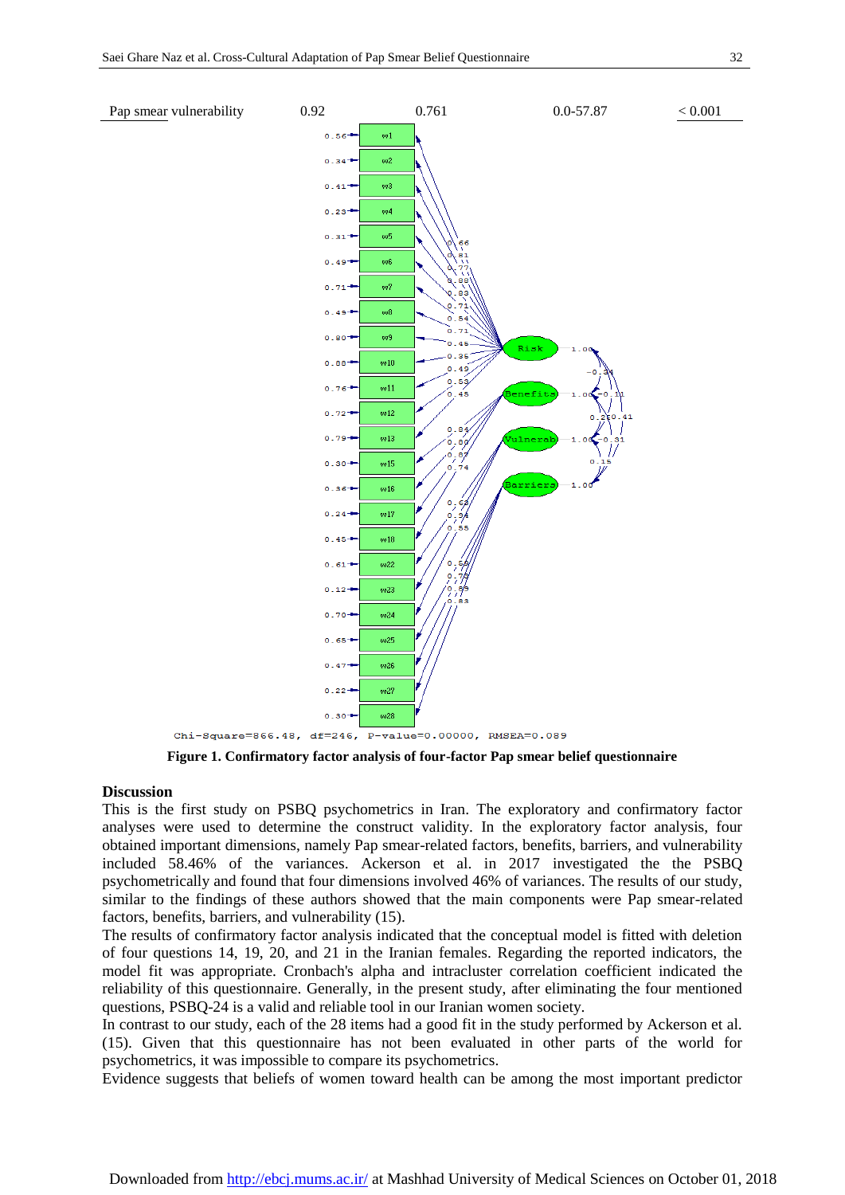| | | | | |
|---|---|---|---|---|
| Pap smear vulnerability | 0.92 | 0.761 | 0.0-57.87 | < 0.001 |

Chi-Square=866.48, df=246, P-value=0.00000, RMSEA=0.089

**Figure 1. Confirmatory factor analysis of four-factor Pap smear belief questionnaire**

## Discussion

This is the first study on PSBQ psychometrics in Iran. The exploratory and confirmatory factor analyses were used to determine the construct validity. In the exploratory factor analysis, four obtained important dimensions, namely Pap smear-related factors, benefits, barriers, and vulnerability included 58.46% of the variances. Ackerson et al. in 2017 investigated the the PSBQ psychometrically and found that four dimensions involved 46% of variances. The results of our study, similar to the findings of these authors showed that the main components were Pap smear-related factors, benefits, barriers, and vulnerability (15).

The results of confirmatory factor analysis indicated that the conceptual model is fitted with deletion of four questions 14, 19, 20, and 21 in the Iranian females. Regarding the reported indicators, the model fit was appropriate. Cronbach's alpha and intracluster correlation coefficient indicated the reliability of this questionnaire. Generally, in the present study, after eliminating the four mentioned questions, PSBQ-24 is a valid and reliable tool in our Iranian women society.

In contrast to our study, each of the 28 items had a good fit in the study performed by Ackerson et al. (15). Given that this questionnaire has not been evaluated in other parts of the world for psychometrics, it was impossible to compare its psychometrics.

Evidence suggests that beliefs of women toward health can be among the most important predictor

Downloaded from http://ebcj.mums.ac.ir/ at Mashhad University of Medical Sciences on October 01, 2018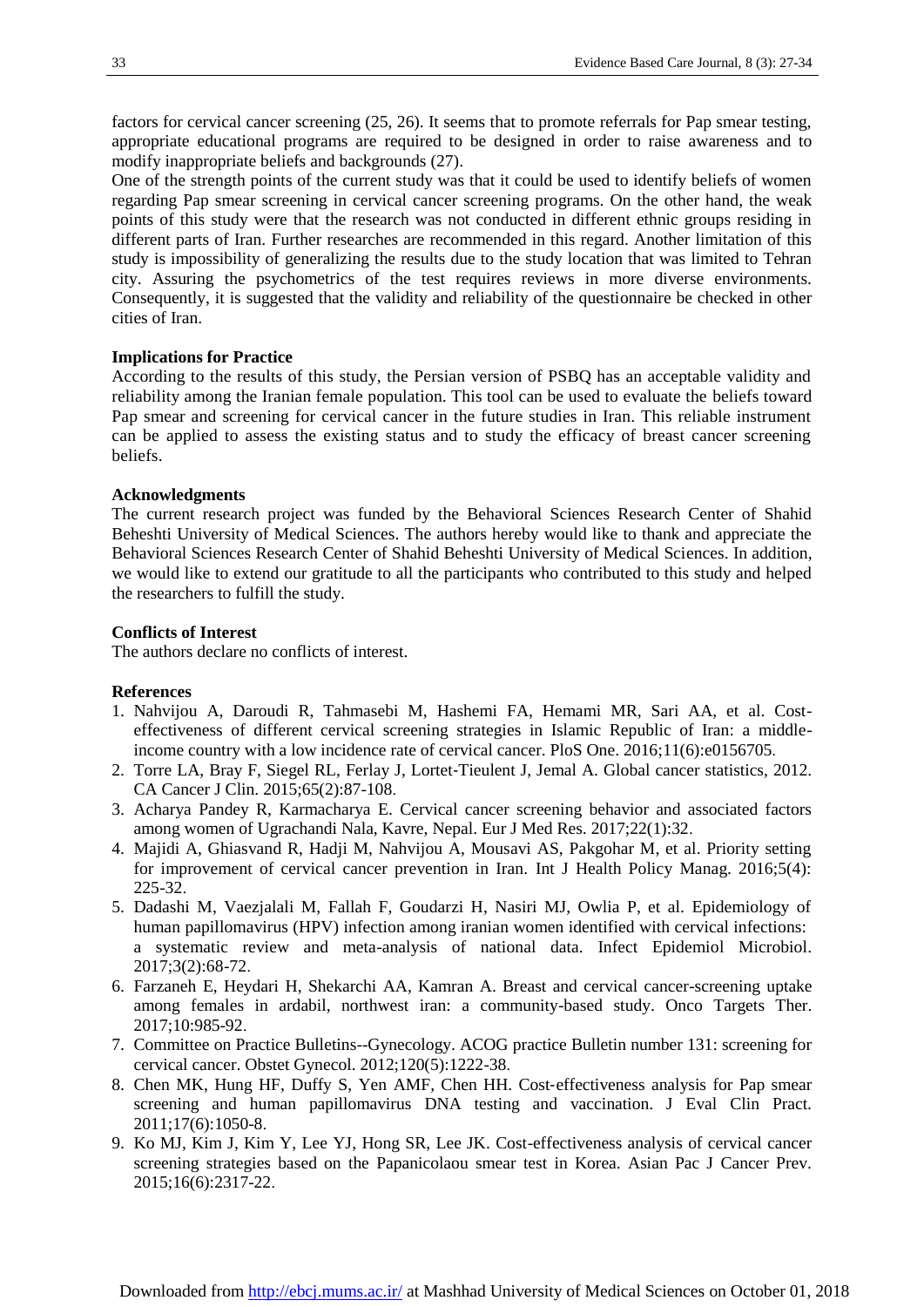factors for cervical cancer screening (25, 26). It seems that to promote referrals for Pap smear testing, appropriate educational programs are required to be designed in order to raise awareness and to modify inappropriate beliefs and backgrounds (27).

One of the strength points of the current study was that it could be used to identify beliefs of women regarding Pap smear screening in cervical cancer screening programs. On the other hand, the weak points of this study were that the research was not conducted in different ethnic groups residing in different parts of Iran. Further researches are recommended in this regard. Another limitation of this study is impossibility of generalizing the results due to the study location that was limited to Tehran city. Assuring the psychometrics of the test requires reviews in more diverse environments. Consequently, it is suggested that the validity and reliability of the questionnaire be checked in other cities of Iran.

**Implications for Practice**

According to the results of this study, the Persian version of PSBQ has an acceptable validity and reliability among the Iranian female population. This tool can be used to evaluate the beliefs toward Pap smear and screening for cervical cancer in the future studies in Iran. This reliable instrument can be applied to assess the existing status and to study the efficacy of breast cancer screening beliefs.

**Acknowledgments**

The current research project was funded by the Behavioral Sciences Research Center of Shahid Beheshti University of Medical Sciences. The authors hereby would like to thank and appreciate the Behavioral Sciences Research Center of Shahid Beheshti University of Medical Sciences. In addition, we would like to extend our gratitude to all the participants who contributed to this study and helped the researchers to fulfill the study.

**Conflicts of Interest**

The authors declare no conflicts of interest.

**References**

1. Nahvijou A, Daroudi R, Tahmasebi M, Hashemi FA, Hemami MR, Sari AA, et al. Cost-effectiveness of different cervical screening strategies in Islamic Republic of Iran: a middle-income country with a low incidence rate of cervical cancer. PloS One. 2016;11(6):e0156705.
2. Torre LA, Bray F, Siegel RL, Ferlay J, Lortet-Tieulent J, Jemal A. Global cancer statistics, 2012. CA Cancer J Clin. 2015;65(2):87-108.
3. Acharya Pandey R, Karmacharya E. Cervical cancer screening behavior and associated factors among women of Ugrachandi Nala, Kavre, Nepal. Eur J Med Res. 2017;22(1):32.
4. Majidi A, Ghiasvand R, Hadji M, Nahvijou A, Mousavi AS, Pakgohar M, et al. Priority setting for improvement of cervical cancer prevention in Iran. Int J Health Policy Manag. 2016;5(4): 225-32.
5. Dadashi M, Vaezjalali M, Fallah F, Goudarzi H, Nasiri MJ, Owlia P, et al. Epidemiology of human papillomavirus (HPV) infection among iranian women identified with cervical infections: a systematic review and meta-analysis of national data. Infect Epidemiol Microbiol. 2017;3(2):68-72.
6. Farzaneh E, Heydari H, Shekarchi AA, Kamran A. Breast and cervical cancer-screening uptake among females in ardabil, northwest iran: a community-based study. Onco Targets Ther. 2017;10:985-92.
7. Committee on Practice Bulletins--Gynecology. ACOG practice Bulletin number 131: screening for cervical cancer. Obstet Gynecol. 2012;120(5):1222-38.
8. Chen MK, Hung HF, Duffy S, Yen AMF, Chen HH. Cost‐effectiveness analysis for Pap smear screening and human papillomavirus DNA testing and vaccination. J Eval Clin Pract. 2011;17(6):1050-8.
9. Ko MJ, Kim J, Kim Y, Lee YJ, Hong SR, Lee JK. Cost-effectiveness analysis of cervical cancer screening strategies based on the Papanicolaou smear test in Korea. Asian Pac J Cancer Prev. 2015;16(6):2317-22.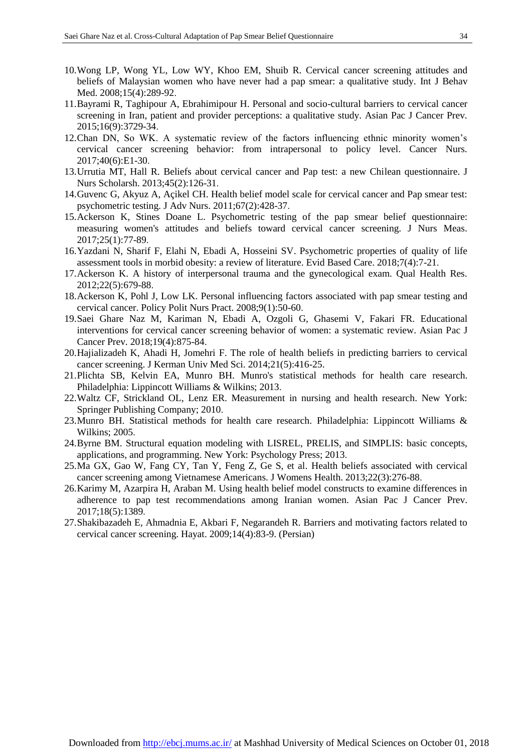10. Wong LP, Wong YL, Low WY, Khoo EM, Shuib R. Cervical cancer screening attitudes and beliefs of Malaysian women who have never had a pap smear: a qualitative study. Int J Behav Med. 2008;15(4):289-92.
11. Bayrami R, Taghipour A, Ebrahimipour H. Personal and socio-cultural barriers to cervical cancer screening in Iran, patient and provider perceptions: a qualitative study. Asian Pac J Cancer Prev. 2015;16(9):3729-34.
12. Chan DN, So WK. A systematic review of the factors influencing ethnic minority women's cervical cancer screening behavior: from intrapersonal to policy level. Cancer Nurs. 2017;40(6):E1-30.
13. Urrutia MT, Hall R. Beliefs about cervical cancer and Pap test: a new Chilean questionnaire. J Nurs Scholarsh. 2013;45(2):126-31.
14. Guvenc G, Akyuz A, Açikel CH. Health belief model scale for cervical cancer and Pap smear test: psychometric testing. J Adv Nurs. 2011;67(2):428-37.
15. Ackerson K, Stines Doane L. Psychometric testing of the pap smear belief questionnaire: measuring women's attitudes and beliefs toward cervical cancer screening. J Nurs Meas. 2017;25(1):77-89.
16. Yazdani N, Sharif F, Elahi N, Ebadi A, Hosseini SV. Psychometric properties of quality of life assessment tools in morbid obesity: a review of literature. Evid Based Care. 2018;7(4):7-21.
17. Ackerson K. A history of interpersonal trauma and the gynecological exam. Qual Health Res. 2012;22(5):679-88.
18. Ackerson K, Pohl J, Low LK. Personal influencing factors associated with pap smear testing and cervical cancer. Policy Polit Nurs Pract. 2008;9(1):50-60.
19. Saei Ghare Naz M, Kariman N, Ebadi A, Ozgoli G, Ghasemi V, Fakari FR. Educational interventions for cervical cancer screening behavior of women: a systematic review. Asian Pac J Cancer Prev. 2018;19(4):875-84.
20. Hajializadeh K, Ahadi H, Jomehri F. The role of health beliefs in predicting barriers to cervical cancer screening. J Kerman Univ Med Sci. 2014;21(5):416-25.
21. Plichta SB, Kelvin EA, Munro BH. Munro's statistical methods for health care research. Philadelphia: Lippincott Williams & Wilkins; 2013.
22. Waltz CF, Strickland OL, Lenz ER. Measurement in nursing and health research. New York: Springer Publishing Company; 2010.
23. Munro BH. Statistical methods for health care research. Philadelphia: Lippincott Williams & Wilkins; 2005.
24. Byrne BM. Structural equation modeling with LISREL, PRELIS, and SIMPLIS: basic concepts, applications, and programming. New York: Psychology Press; 2013.
25. Ma GX, Gao W, Fang CY, Tan Y, Feng Z, Ge S, et al. Health beliefs associated with cervical cancer screening among Vietnamese Americans. J Womens Health. 2013;22(3):276-88.
26. Karimy M, Azarpira H, Araban M. Using health belief model constructs to examine differences in adherence to pap test recommendations among Iranian women. Asian Pac J Cancer Prev. 2017;18(5):1389.
27. Shakibazadeh E, Ahmadnia E, Akbari F, Negarandeh R. Barriers and motivating factors related to cervical cancer screening. Hayat. 2009;14(4):83-9. (Persian)